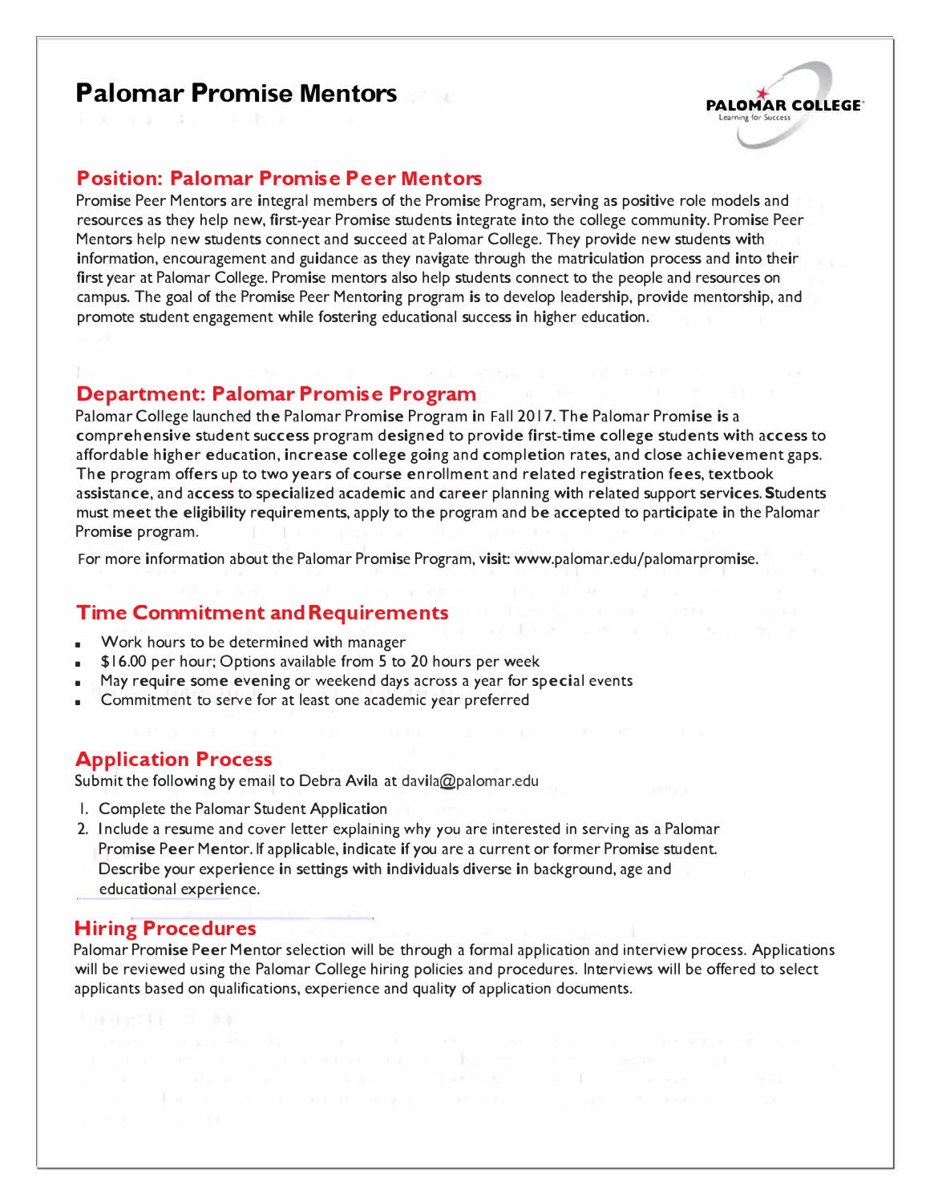# Palomar Promise Mentors

## Position: Palomar Promise Peer Mentors

Promise Peer Mentors are integral members of the Promise Program, serving as positive role models and resources as they help new, first-year Promise students integrate into the college community. Promise Peer Mentors help new students connect and succeed at Palomar College. They provide new students with information, encouragement and guidance as they navigate through the matriculation process and into their first year at Palomar College. Promise mentors also help students connect to the people and resources on campus. The goal of the Promise Peer Mentoring program is to develop leadership, provide mentorship, and promote student engagement while fostering educational success in higher education.

## Department: Palomar Promise Program

Palomar College launched the Palomar Promise Program in Fall 2017. The Palomar Promise is a comprehensive student success program designed to provide first-time college students with access to affordable higher education, increase college going and completion rates, and close achievement gaps. The program offers up to two years of course enrollment and related registration fees, textbook assistance, and access to specialized academic and career planning with related support services. Students must meet the eligibility requirements, apply to the program and be accepted to participate in the Palomar Promise program.

For more information about the Palomar Promise Program, visit: www.palomar.edu/palomarpromise.

## Time Commitment and Requirements

- Work hours to be determined with manager
- $16.00 per hour; Options available from 5 to 20 hours per week
- May require some evening or weekend days across a year for special events
- Commitment to serve for at least one academic year preferred

## Application Process

Submit the following by email to Debra Avila at davila@palomar.edu

1. Complete the Palomar Student Application
2. Include a resume and cover letter explaining why you are interested in serving as a Palomar Promise Peer Mentor. If applicable, indicate if you are a current or former Promise student. Describe your experience in settings with individuals diverse in background, age and educational experience.

## Hiring Procedures

Palomar Promise Peer Mentor selection will be through a formal application and interview process. Applications will be reviewed using the Palomar College hiring policies and procedures. Interviews will be offered to select applicants based on qualifications, experience and quality of application documents.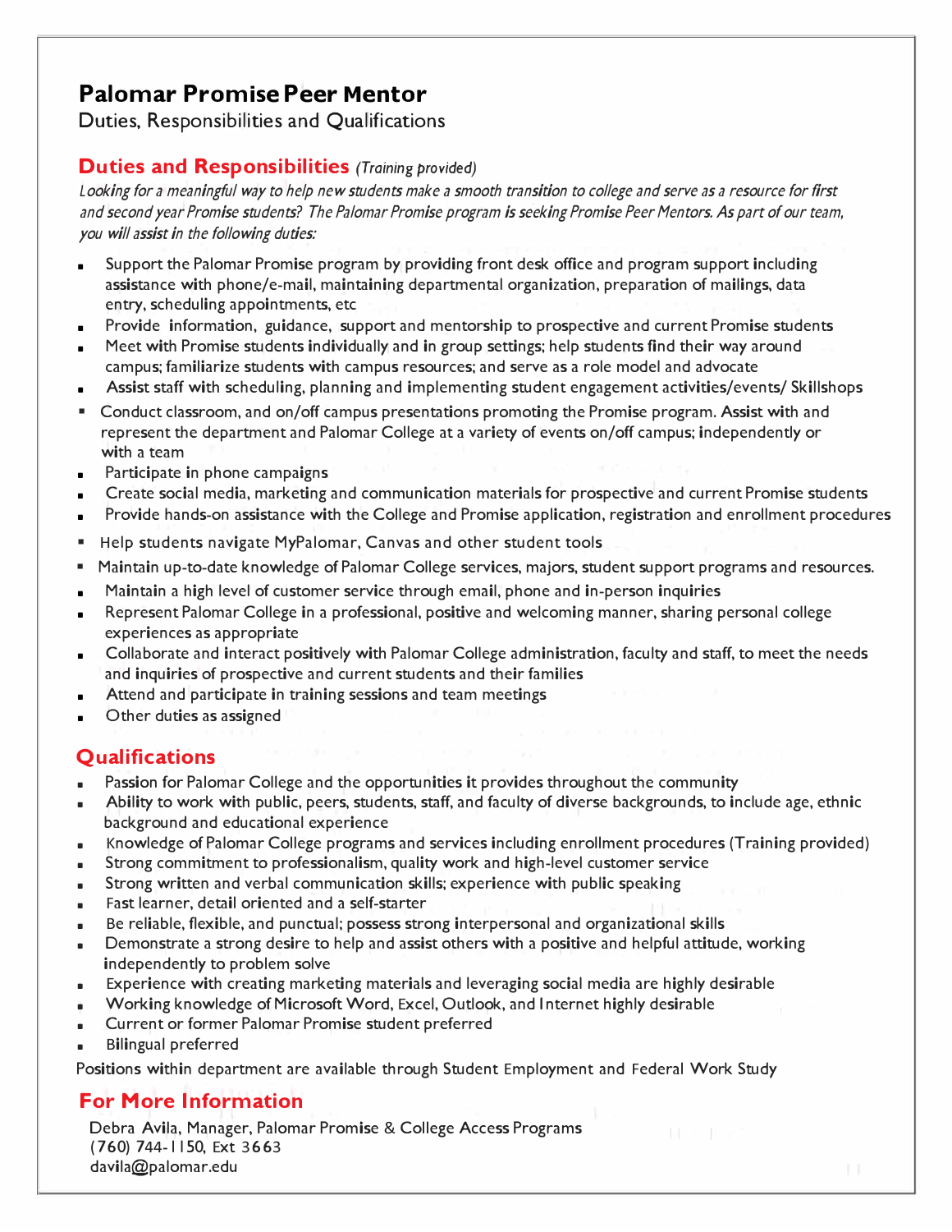# Palomar Promise Peer Mentor

Duties, Responsibilities and Qualifications

## Duties and Responsibilities *(Training provided)*

*Looking for a meaningful way to help new students make a smooth transition to college and serve as a resource for first and second year Promise students? The Palomar Promise program is seeking Promise Peer Mentors. As part of our team, you will assist in the following duties:*

- Support the Palomar Promise program by providing front desk office and program support including assistance with phone/e-mail, maintaining departmental organization, preparation of mailings, data entry, scheduling appointments, etc
- Provide information, guidance, support and mentorship to prospective and current Promise students
- Meet with Promise students individually and in group settings; help students find their way around campus; familiarize students with campus resources; and serve as a role model and advocate
- Assist staff with scheduling, planning and implementing student engagement activities/events/ Skillshops
- Conduct classroom, and on/off campus presentations promoting the Promise program. Assist with and represent the department and Palomar College at a variety of events on/off campus; independently or with a team
- Participate in phone campaigns
- Create social media, marketing and communication materials for prospective and current Promise students
- Provide hands-on assistance with the College and Promise application, registration and enrollment procedures
- Help students navigate MyPalomar, Canvas and other student tools
- Maintain up-to-date knowledge of Palomar College services, majors, student support programs and resources.
- Maintain a high level of customer service through email, phone and in-person inquiries
- Represent Palomar College in a professional, positive and welcoming manner, sharing personal college experiences as appropriate
- Collaborate and interact positively with Palomar College administration, faculty and staff, to meet the needs and inquiries of prospective and current students and their families
- Attend and participate in training sessions and team meetings
- Other duties as assigned

## Qualifications

- Passion for Palomar College and the opportunities it provides throughout the community
- Ability to work with public, peers, students, staff, and faculty of diverse backgrounds, to include age, ethnic background and educational experience
- Knowledge of Palomar College programs and services including enrollment procedures (Training provided)
- Strong commitment to professionalism, quality work and high-level customer service
- Strong written and verbal communication skills; experience with public speaking
- Fast learner, detail oriented and a self-starter
- Be reliable, flexible, and punctual; possess strong interpersonal and organizational skills
- Demonstrate a strong desire to help and assist others with a positive and helpful attitude, working independently to problem solve
- Experience with creating marketing materials and leveraging social media are highly desirable
- Working knowledge of Microsoft Word, Excel, Outlook, and Internet highly desirable
- Current or former Palomar Promise student preferred
- Bilingual preferred

Positions within department are available through Student Employment and Federal Work Study

## For More Information

Debra Avila, Manager, Palomar Promise & College Access Programs
(760) 744-1150, Ext 3663
davila@palomar.edu